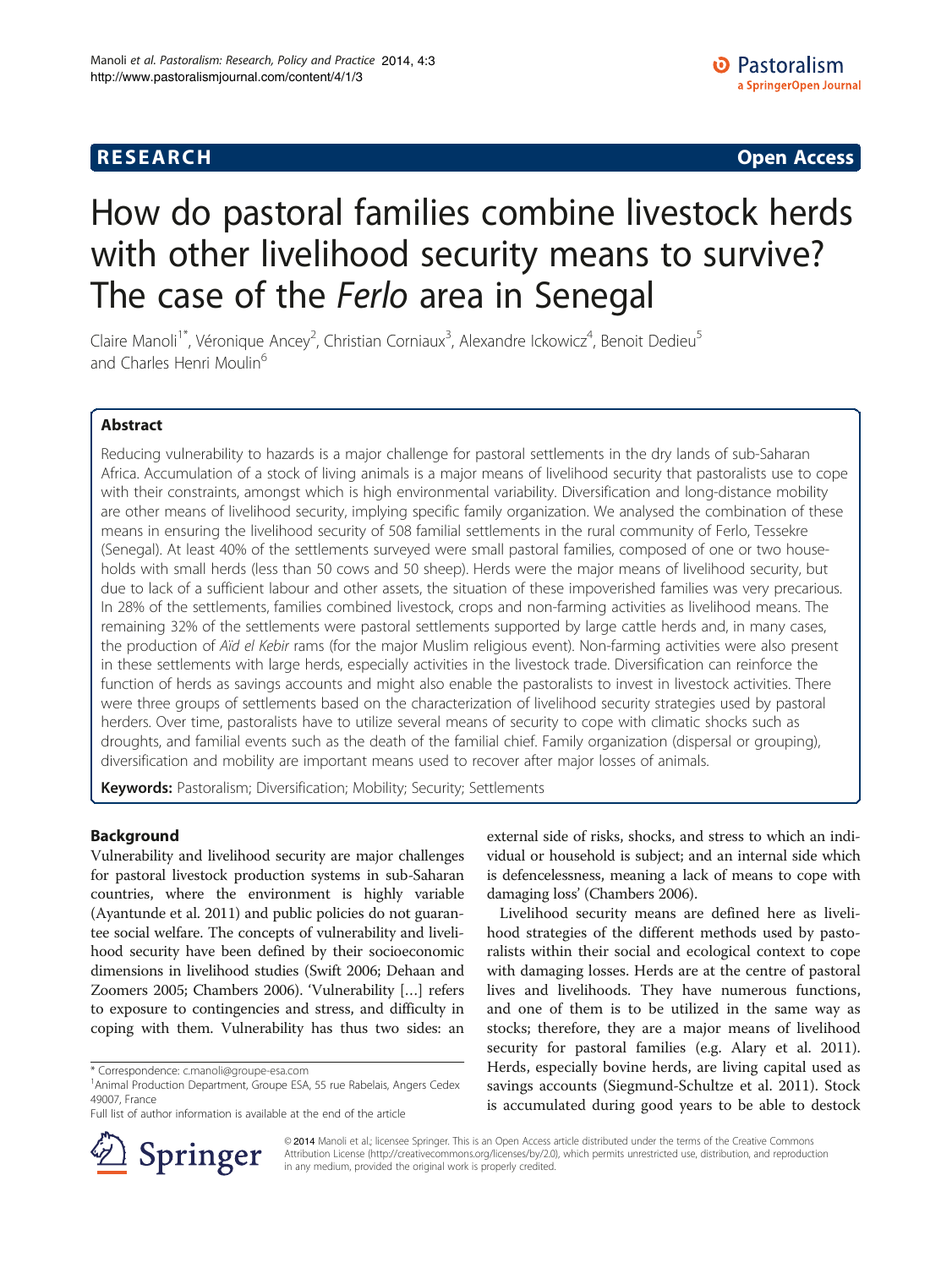RESEARCH Open Access

# How do pastoral families combine livestock herds with other livelihood security means to survive? The case of the *Ferlo* area in Senegal

Claire Manoli[1*], Véronique Ancey[2], Christian Corniaux[3], Alexandre Ickowicz[4], Benoit Dedieu[5] and Charles Henri Moulin[6]

## Abstract

Reducing vulnerability to hazards is a major challenge for pastoral settlements in the dry lands of sub-Saharan Africa. Accumulation of a stock of living animals is a major means of livelihood security that pastoralists use to cope with their constraints, amongst which is high environmental variability. Diversification and long-distance mobility are other means of livelihood security, implying specific family organization. We analysed the combination of these means in ensuring the livelihood security of 508 familial settlements in the rural community of Ferlo, Tessekre (Senegal). At least 40% of the settlements surveyed were small pastoral families, composed of one or two households with small herds (less than 50 cows and 50 sheep). Herds were the major means of livelihood security, but due to lack of a sufficient labour and other assets, the situation of these impoverished families was very precarious. In 28% of the settlements, families combined livestock, crops and non-farming activities as livelihood means. The remaining 32% of the settlements were pastoral settlements supported by large cattle herds and, in many cases, the production of *Aïd el Kebir* rams (for the major Muslim religious event). Non-farming activities were also present in these settlements with large herds, especially activities in the livestock trade. Diversification can reinforce the function of herds as savings accounts and might also enable the pastoralists to invest in livestock activities. There were three groups of settlements based on the characterization of livelihood security strategies used by pastoral herders. Over time, pastoralists have to utilize several means of security to cope with climatic shocks such as droughts, and familial events such as the death of the familial chief. Family organization (dispersal or grouping), diversification and mobility are important means used to recover after major losses of animals.

**Keywords:** Pastoralism; Diversification; Mobility; Security; Settlements

## Background

Vulnerability and livelihood security are major challenges for pastoral livestock production systems in sub-Saharan countries, where the environment is highly variable (Ayantunde et al. 2011) and public policies do not guarantee social welfare. The concepts of vulnerability and livelihood security have been defined by their socioeconomic dimensions in livelihood studies (Swift 2006; Dehaan and Zoomers 2005; Chambers 2006). 'Vulnerability […] refers to exposure to contingencies and stress, and difficulty in coping with them. Vulnerability has thus two sides: an external side of risks, shocks, and stress to which an individual or household is subject; and an internal side which is defencelessness, meaning a lack of means to cope with damaging loss' (Chambers 2006).

Livelihood security means are defined here as livelihood strategies of the different methods used by pastoralists within their social and ecological context to cope with damaging losses. Herds are at the centre of pastoral lives and livelihoods. They have numerous functions, and one of them is to be utilized in the same way as stocks; therefore, they are a major means of livelihood security for pastoral families (e.g. Alary et al. 2011). Herds, especially bovine herds, are living capital used as savings accounts (Siegmund-Schultze et al. 2011). Stock is accumulated during good years to be able to destock

\* Correspondence: c.manoli@groupe-esa.com
[1]Animal Production Department, Groupe ESA, 55 rue Rabelais, Angers Cedex 49007, France
Full list of author information is available at the end of the article

© 2014 Manoli et al.; licensee Springer. This is an Open Access article distributed under the terms of the Creative Commons Attribution License (http://creativecommons.org/licenses/by/2.0), which permits unrestricted use, distribution, and reproduction in any medium, provided the original work is properly credited.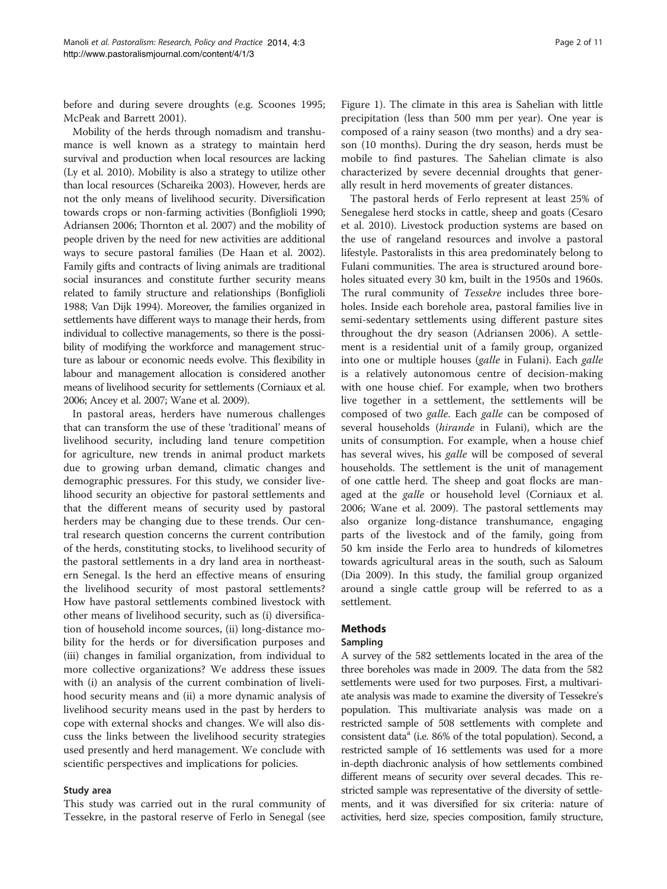before and during severe droughts (e.g. Scoones 1995; McPeak and Barrett 2001).

Mobility of the herds through nomadism and transhumance is well known as a strategy to maintain herd survival and production when local resources are lacking (Ly et al. 2010). Mobility is also a strategy to utilize other than local resources (Schareika 2003). However, herds are not the only means of livelihood security. Diversification towards crops or non-farming activities (Bonfiglioli 1990; Adriansen 2006; Thornton et al. 2007) and the mobility of people driven by the need for new activities are additional ways to secure pastoral families (De Haan et al. 2002). Family gifts and contracts of living animals are traditional social insurances and constitute further security means related to family structure and relationships (Bonfiglioli 1988; Van Dijk 1994). Moreover, the families organized in settlements have different ways to manage their herds, from individual to collective managements, so there is the possibility of modifying the workforce and management structure as labour or economic needs evolve. This flexibility in labour and management allocation is considered another means of livelihood security for settlements (Corniaux et al. 2006; Ancey et al. 2007; Wane et al. 2009).

In pastoral areas, herders have numerous challenges that can transform the use of these 'traditional' means of livelihood security, including land tenure competition for agriculture, new trends in animal product markets due to growing urban demand, climatic changes and demographic pressures. For this study, we consider livelihood security an objective for pastoral settlements and that the different means of security used by pastoral herders may be changing due to these trends. Our central research question concerns the current contribution of the herds, constituting stocks, to livelihood security of the pastoral settlements in a dry land area in northeastern Senegal. Is the herd an effective means of ensuring the livelihood security of most pastoral settlements? How have pastoral settlements combined livestock with other means of livelihood security, such as (i) diversification of household income sources, (ii) long-distance mobility for the herds or for diversification purposes and (iii) changes in familial organization, from individual to more collective organizations? We address these issues with (i) an analysis of the current combination of livelihood security means and (ii) a more dynamic analysis of livelihood security means used in the past by herders to cope with external shocks and changes. We will also discuss the links between the livelihood security strategies used presently and herd management. We conclude with scientific perspectives and implications for policies.

### Study area

This study was carried out in the rural community of Tessekre, in the pastoral reserve of Ferlo in Senegal (see Figure 1). The climate in this area is Sahelian with little precipitation (less than 500 mm per year). One year is composed of a rainy season (two months) and a dry season (10 months). During the dry season, herds must be mobile to find pastures. The Sahelian climate is also characterized by severe decennial droughts that generally result in herd movements of greater distances.

The pastoral herds of Ferlo represent at least 25% of Senegalese herd stocks in cattle, sheep and goats (Cesaro et al. 2010). Livestock production systems are based on the use of rangeland resources and involve a pastoral lifestyle. Pastoralists in this area predominately belong to Fulani communities. The area is structured around boreholes situated every 30 km, built in the 1950s and 1960s. The rural community of *Tessekre* includes three boreholes. Inside each borehole area, pastoral families live in semi-sedentary settlements using different pasture sites throughout the dry season (Adriansen 2006). A settlement is a residential unit of a family group, organized into one or multiple houses (*galle* in Fulani). Each *galle* is a relatively autonomous centre of decision-making with one house chief. For example, when two brothers live together in a settlement, the settlements will be composed of two *galle*. Each *galle* can be composed of several households (*hirande* in Fulani), which are the units of consumption. For example, when a house chief has several wives, his *galle* will be composed of several households. The settlement is the unit of management of one cattle herd. The sheep and goat flocks are managed at the *galle* or household level (Corniaux et al. 2006; Wane et al. 2009). The pastoral settlements may also organize long-distance transhumance, engaging parts of the livestock and of the family, going from 50 km inside the Ferlo area to hundreds of kilometres towards agricultural areas in the south, such as Saloum (Dia 2009). In this study, the familial group organized around a single cattle group will be referred to as a settlement.

## Methods

### Sampling

A survey of the 582 settlements located in the area of the three boreholes was made in 2009. The data from the 582 settlements were used for two purposes. First, a multivariate analysis was made to examine the diversity of Tessekre's population. This multivariate analysis was made on a restricted sample of 508 settlements with complete and consistent data[a] (i.e. 86% of the total population). Second, a restricted sample of 16 settlements was used for a more in-depth diachronic analysis of how settlements combined different means of security over several decades. This restricted sample was representative of the diversity of settlements, and it was diversified for six criteria: nature of activities, herd size, species composition, family structure,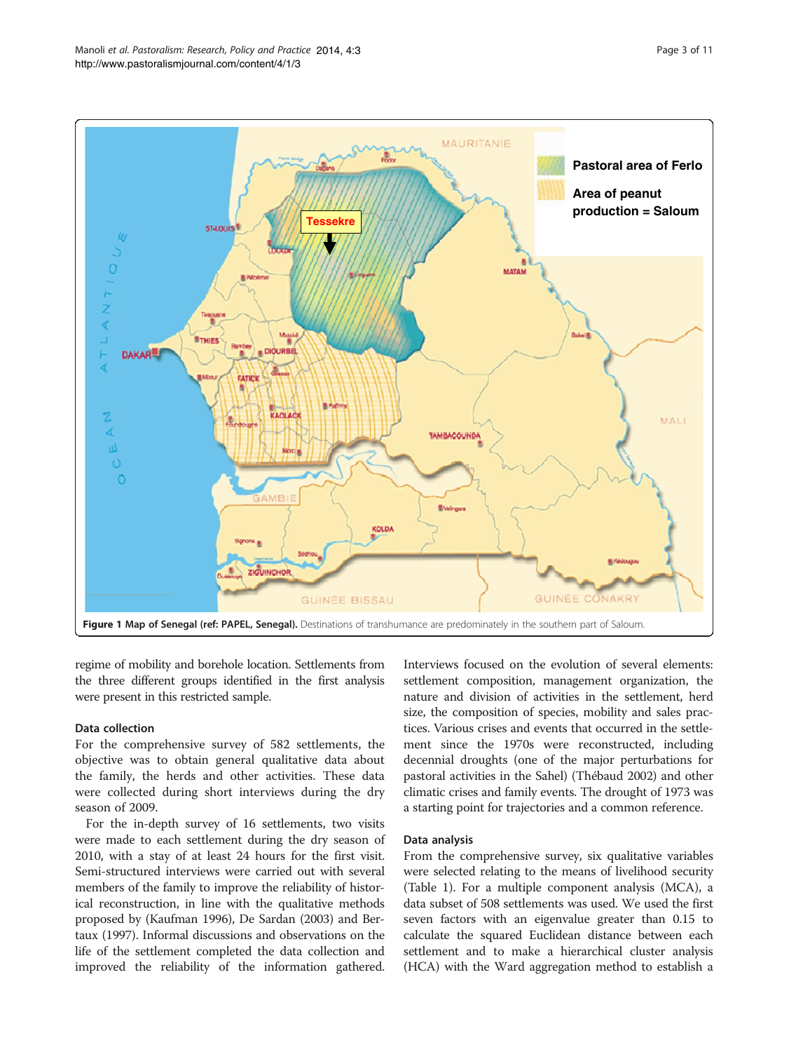**Figure 1 Map of Senegal (ref: PAPEL, Senegal).** Destinations of transhumance are predominately in the southern part of Saloum.

regime of mobility and borehole location. Settlements from the three different groups identified in the first analysis were present in this restricted sample.

### Data collection

For the comprehensive survey of 582 settlements, the objective was to obtain general qualitative data about the family, the herds and other activities. These data were collected during short interviews during the dry season of 2009.

For the in-depth survey of 16 settlements, two visits were made to each settlement during the dry season of 2010, with a stay of at least 24 hours for the first visit. Semi-structured interviews were carried out with several members of the family to improve the reliability of historical reconstruction, in line with the qualitative methods proposed by (Kaufman 1996), De Sardan (2003) and Bertaux (1997). Informal discussions and observations on the life of the settlement completed the data collection and improved the reliability of the information gathered. Interviews focused on the evolution of several elements: settlement composition, management organization, the nature and division of activities in the settlement, herd size, the composition of species, mobility and sales practices. Various crises and events that occurred in the settlement since the 1970s were reconstructed, including decennial droughts (one of the major perturbations for pastoral activities in the Sahel) (Thébaud 2002) and other climatic crises and family events. The drought of 1973 was a starting point for trajectories and a common reference.

### Data analysis

From the comprehensive survey, six qualitative variables were selected relating to the means of livelihood security (Table 1). For a multiple component analysis (MCA), a data subset of 508 settlements was used. We used the first seven factors with an eigenvalue greater than 0.15 to calculate the squared Euclidean distance between each settlement and to make a hierarchical cluster analysis (HCA) with the Ward aggregation method to establish a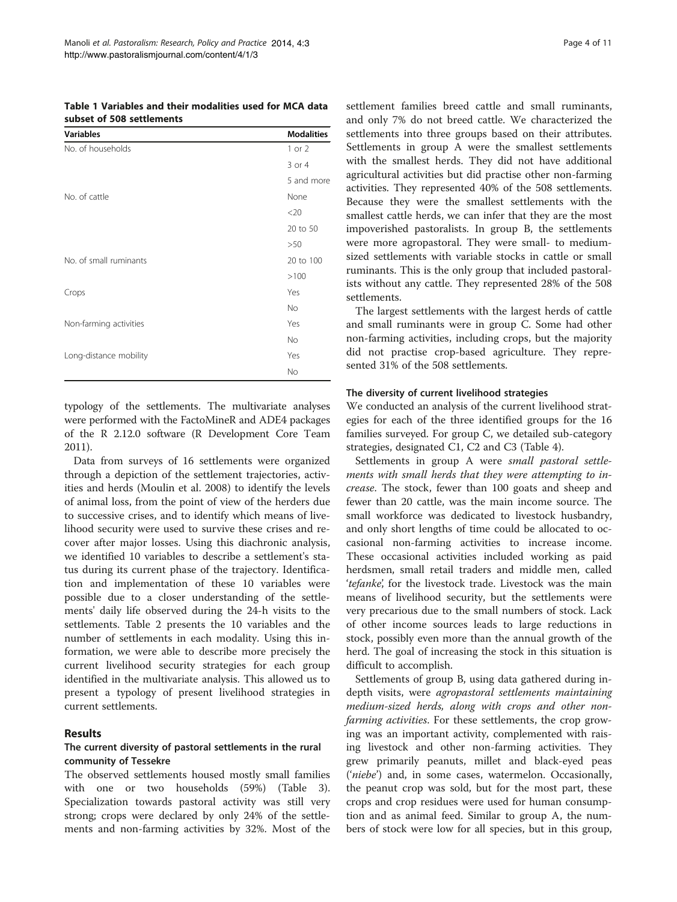**Table 1 Variables and their modalities used for MCA data subset of 508 settlements**

| Variables | Modalities |
|---|---|
| No. of households | 1 or 2 |
| | 3 or 4 |
| | 5 and more |
| No. of cattle | None |
| | <20 |
| | 20 to 50 |
| | >50 |
| No. of small ruminants | 20 to 100 |
| | >100 |
| Crops | Yes |
| | No |
| Non-farming activities | Yes |
| | No |
| Long-distance mobility | Yes |
| | No |

typology of the settlements. The multivariate analyses were performed with the FactoMineR and ADE4 packages of the R 2.12.0 software (R Development Core Team 2011).

Data from surveys of 16 settlements were organized through a depiction of the settlement trajectories, activities and herds (Moulin et al. 2008) to identify the levels of animal loss, from the point of view of the herders due to successive crises, and to identify which means of livelihood security were used to survive these crises and recover after major losses. Using this diachronic analysis, we identified 10 variables to describe a settlement's status during its current phase of the trajectory. Identification and implementation of these 10 variables were possible due to a closer understanding of the settlements' daily life observed during the 24-h visits to the settlements. Table 2 presents the 10 variables and the number of settlements in each modality. Using this information, we were able to describe more precisely the current livelihood security strategies for each group identified in the multivariate analysis. This allowed us to present a typology of present livelihood strategies in current settlements.

## Results

### The current diversity of pastoral settlements in the rural community of Tessekre

The observed settlements housed mostly small families with one or two households (59%) (Table 3). Specialization towards pastoral activity was still very strong; crops were declared by only 24% of the settlements and non-farming activities by 32%. Most of the settlement families breed cattle and small ruminants, and only 7% do not breed cattle. We characterized the settlements into three groups based on their attributes. Settlements in group A were the smallest settlements with the smallest herds. They did not have additional agricultural activities but did practise other non-farming activities. They represented 40% of the 508 settlements. Because they were the smallest settlements with the smallest cattle herds, we can infer that they are the most impoverished pastoralists. In group B, the settlements were more agropastoral. They were small- to medium-sized settlements with variable stocks in cattle or small ruminants. This is the only group that included pastoralists without any cattle. They represented 28% of the 508 settlements.

The largest settlements with the largest herds of cattle and small ruminants were in group C. Some had other non-farming activities, including crops, but the majority did not practise crop-based agriculture. They represented 31% of the 508 settlements.

### The diversity of current livelihood strategies

We conducted an analysis of the current livelihood strategies for each of the three identified groups for the 16 families surveyed. For group C, we detailed sub-category strategies, designated C1, C2 and C3 (Table 4).

Settlements in group A were *small pastoral settlements with small herds that they were attempting to increase*. The stock, fewer than 100 goats and sheep and fewer than 20 cattle, was the main income source. The small workforce was dedicated to livestock husbandry, and only short lengths of time could be allocated to occasional non-farming activities to increase income. These occasional activities included working as paid herdsmen, small retail traders and middle men, called '*tefanke*', for the livestock trade. Livestock was the main means of livelihood security, but the settlements were very precarious due to the small numbers of stock. Lack of other income sources leads to large reductions in stock, possibly even more than the annual growth of the herd. The goal of increasing the stock in this situation is difficult to accomplish.

Settlements of group B, using data gathered during in-depth visits, were *agropastoral settlements maintaining medium-sized herds, along with crops and other non-farming activities*. For these settlements, the crop growing was an important activity, complemented with raising livestock and other non-farming activities. They grew primarily peanuts, millet and black-eyed peas ('*niebe*') and, in some cases, watermelon. Occasionally, the peanut crop was sold, but for the most part, these crops and crop residues were used for human consumption and as animal feed. Similar to group A, the numbers of stock were low for all species, but in this group,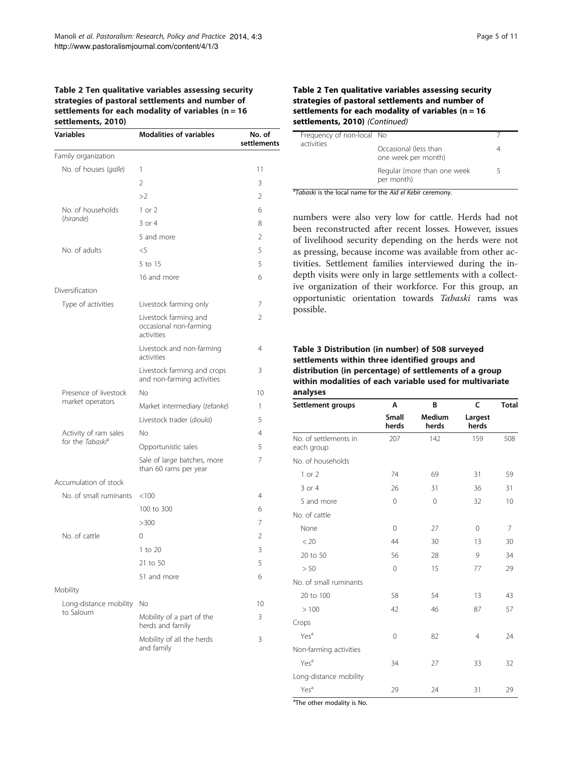**Table 2 Ten qualitative variables assessing security strategies of pastoral settlements and number of settlements for each modality of variables (n = 16 settlements, 2010)**

| Variables | Modalities of variables | No. of settlements |
|---|---|---|
| Family organization | | |
| No. of houses (*galle*) | 1 | 11 |
| | 2 | 3 |
| | >2 | 2 |
| No. of households (*hirande*) | 1 or 2 | 6 |
| | 3 or 4 | 8 |
| | 5 and more | 2 |
| No. of adults | <5 | 5 |
| | 5 to 15 | 5 |
| | 16 and more | 6 |
| Diversification | | |
| Type of activities | Livestock farming only | 7 |
| | Livestock farming and occasional non-farming activities | 2 |
| | Livestock and non-farming activities | 4 |
| | Livestock farming and crops and non-farming activities | 3 |
| Presence of livestock market operators | No | 10 |
| | Market intermediary (*tefanke*) | 1 |
| | Livestock trader (*dioula*) | 5 |
| Activity of ram sales for the *Tabaski*[a] | No | 4 |
| | Opportunistic sales | 5 |
| | Sale of large batches, more than 60 rams per year | 7 |
| Accumulation of stock | | |
| No. of small ruminants | <100 | 4 |
| | 100 to 300 | 6 |
| | >300 | 7 |
| No. of cattle | 0 | 2 |
| | 1 to 20 | 3 |
| | 21 to 50 | 5 |
| | 51 and more | 6 |
| Mobility | | |
| Long-distance mobility to Saloum | No | 10 |
| | Mobility of a part of the herds and family | 3 |
| | Mobility of all the herds and family | 3 |
| Frequency of non-local activities | No | 7 |
| | Occasional (less than one week per month) | 4 |
| | Regular (more than one week per month) | 5 |

[a]*Tabaski* is the local name for the *Aïd el Kebir* ceremony.

numbers were also very low for cattle. Herds had not been reconstructed after recent losses. However, issues of livelihood security depending on the herds were not as pressing, because income was available from other activities. Settlement families interviewed during the in-depth visits were only in large settlements with a collective organization of their workforce. For this group, an opportunistic orientation towards *Tabaski* rams was possible.

**Table 3 Distribution (in number) of 508 surveyed settlements within three identified groups and distribution (in percentage) of settlements of a group within modalities of each variable used for multivariate analyses**

| Settlement groups | A | B | C | Total |
|---|---|---|---|---|
| | Small herds | Medium herds | Largest herds | |
| No. of settlements in each group | 207 | 142 | 159 | 508 |
| No. of households | | | | |
| 1 or 2 | 74 | 69 | 31 | 59 |
| 3 or 4 | 26 | 31 | 36 | 31 |
| 5 and more | 0 | 0 | 32 | 10 |
| No. of cattle | | | | |
| None | 0 | 27 | 0 | 7 |
| < 20 | 44 | 30 | 13 | 30 |
| 20 to 50 | 56 | 28 | 9 | 34 |
| > 50 | 0 | 15 | 77 | 29 |
| No. of small ruminants | | | | |
| 20 to 100 | 58 | 54 | 13 | 43 |
| > 100 | 42 | 46 | 87 | 57 |
| Crops | | | | |
| Yes[a] | 0 | 82 | 4 | 24 |
| Non-farming activities | | | | |
| Yes[a] | 34 | 27 | 33 | 32 |
| Long-distance mobility | | | | |
| Yes[a] | 29 | 24 | 31 | 29 |

[a]The other modality is No.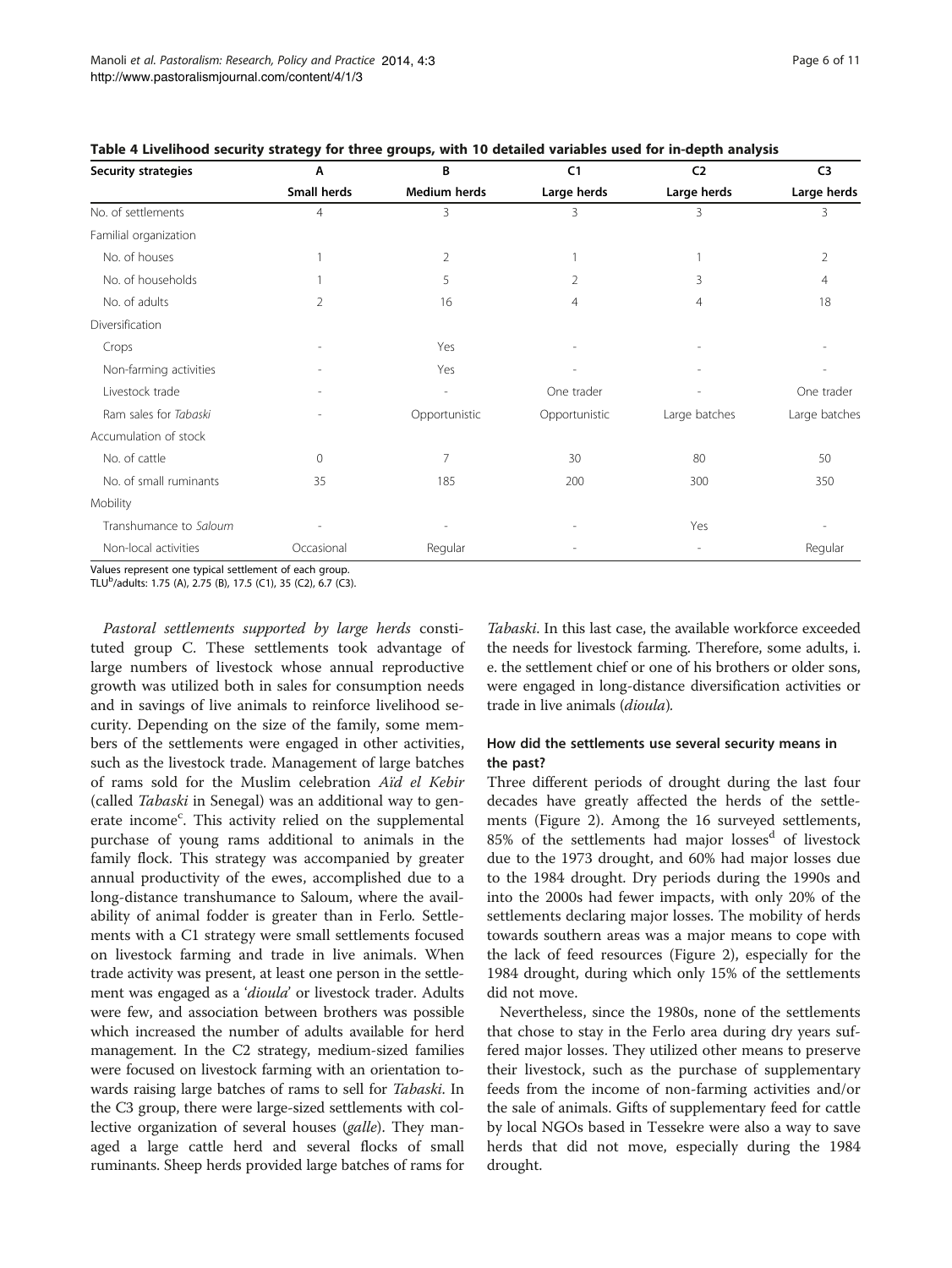**Table 4 Livelihood security strategy for three groups, with 10 detailed variables used for in-depth analysis**

| Security strategies | A | B | C1 | C2 | C3 |
|---|---|---|---|---|---|
| | Small herds | Medium herds | Large herds | Large herds | Large herds |
| No. of settlements | 4 | 3 | 3 | 3 | 3 |
| Familial organization | | | | | |
| No. of houses | 1 | 2 | 1 | 1 | 2 |
| No. of households | 1 | 5 | 2 | 3 | 4 |
| No. of adults | 2 | 16 | 4 | 4 | 18 |
| Diversification | | | | | |
| Crops | - | Yes | - | - | - |
| Non-farming activities | - | Yes | - | - | - |
| Livestock trade | - | - | One trader | - | One trader |
| Ram sales for *Tabaski* | - | Opportunistic | Opportunistic | Large batches | Large batches |
| Accumulation of stock | | | | | |
| No. of cattle | 0 | 7 | 30 | 80 | 50 |
| No. of small ruminants | 35 | 185 | 200 | 300 | 350 |
| Mobility | | | | | |
| Transhumance to *Saloum* | - | - | - | Yes | - |
| Non-local activities | Occasional | Regular | - | - | Regular |

Values represent one typical settlement of each group.
TLU[b]/adults: 1.75 (A), 2.75 (B), 17.5 (C1), 35 (C2), 6.7 (C3).

*Pastoral settlements supported by large herds* constituted group C. These settlements took advantage of large numbers of livestock whose annual reproductive growth was utilized both in sales for consumption needs and in savings of live animals to reinforce livelihood security. Depending on the size of the family, some members of the settlements were engaged in other activities, such as the livestock trade. Management of large batches of rams sold for the Muslim celebration *Aïd el Kebir* (called *Tabaski* in Senegal) was an additional way to generate income[c]. This activity relied on the supplemental purchase of young rams additional to animals in the family flock. This strategy was accompanied by greater annual productivity of the ewes, accomplished due to a long-distance transhumance to Saloum, where the availability of animal fodder is greater than in Ferlo. Settlements with a C1 strategy were small settlements focused on livestock farming and trade in live animals. When trade activity was present, at least one person in the settlement was engaged as a '*dioula*' or livestock trader. Adults were few, and association between brothers was possible which increased the number of adults available for herd management. In the C2 strategy, medium-sized families were focused on livestock farming with an orientation towards raising large batches of rams to sell for *Tabaski*. In the C3 group, there were large-sized settlements with collective organization of several houses (*galle*). They managed a large cattle herd and several flocks of small ruminants. Sheep herds provided large batches of rams for *Tabaski*. In this last case, the available workforce exceeded the needs for livestock farming. Therefore, some adults, i.e. the settlement chief or one of his brothers or older sons, were engaged in long-distance diversification activities or trade in live animals (*dioula*).

### How did the settlements use several security means in the past?

Three different periods of drought during the last four decades have greatly affected the herds of the settlements (Figure 2). Among the 16 surveyed settlements, 85% of the settlements had major losses[d] of livestock due to the 1973 drought, and 60% had major losses due to the 1984 drought. Dry periods during the 1990s and into the 2000s had fewer impacts, with only 20% of the settlements declaring major losses. The mobility of herds towards southern areas was a major means to cope with the lack of feed resources (Figure 2), especially for the 1984 drought, during which only 15% of the settlements did not move.

Nevertheless, since the 1980s, none of the settlements that chose to stay in the Ferlo area during dry years suffered major losses. They utilized other means to preserve their livestock, such as the purchase of supplementary feeds from the income of non-farming activities and/or the sale of animals. Gifts of supplementary feed for cattle by local NGOs based in Tessekre were also a way to save herds that did not move, especially during the 1984 drought.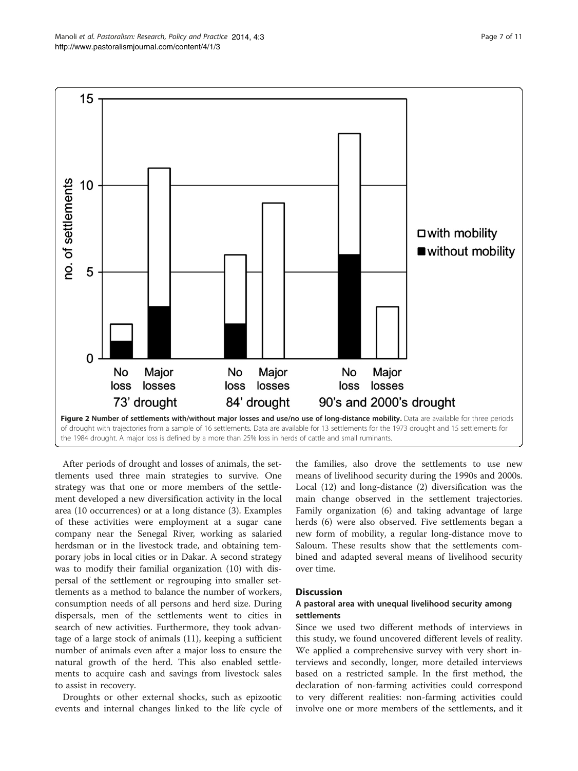**Figure 2 Number of settlements with/without major losses and use/no use of long-distance mobility.** Data are available for three periods of drought with trajectories from a sample of 16 settlements. Data are available for 13 settlements for the 1973 drought and 15 settlements for the 1984 drought. A major loss is defined by a more than 25% loss in herds of cattle and small ruminants.

After periods of drought and losses of animals, the settlements used three main strategies to survive. One strategy was that one or more members of the settlement developed a new diversification activity in the local area (10 occurrences) or at a long distance (3). Examples of these activities were employment at a sugar cane company near the Senegal River, working as salaried herdsman or in the livestock trade, and obtaining temporary jobs in local cities or in Dakar. A second strategy was to modify their familial organization (10) with dispersal of the settlement or regrouping into smaller settlements as a method to balance the number of workers, consumption needs of all persons and herd size. During dispersals, men of the settlements went to cities in search of new activities. Furthermore, they took advantage of a large stock of animals (11), keeping a sufficient number of animals even after a major loss to ensure the natural growth of the herd. This also enabled settlements to acquire cash and savings from livestock sales to assist in recovery.

Droughts or other external shocks, such as epizootic events and internal changes linked to the life cycle of the families, also drove the settlements to use new means of livelihood security during the 1990s and 2000s. Local (12) and long-distance (2) diversification was the main change observed in the settlement trajectories. Family organization (6) and taking advantage of large herds (6) were also observed. Five settlements began a new form of mobility, a regular long-distance move to Saloum. These results show that the settlements combined and adapted several means of livelihood security over time.

## Discussion

### A pastoral area with unequal livelihood security among settlements

Since we used two different methods of interviews in this study, we found uncovered different levels of reality. We applied a comprehensive survey with very short interviews and secondly, longer, more detailed interviews based on a restricted sample. In the first method, the declaration of non-farming activities could correspond to very different realities: non-farming activities could involve one or more members of the settlements, and it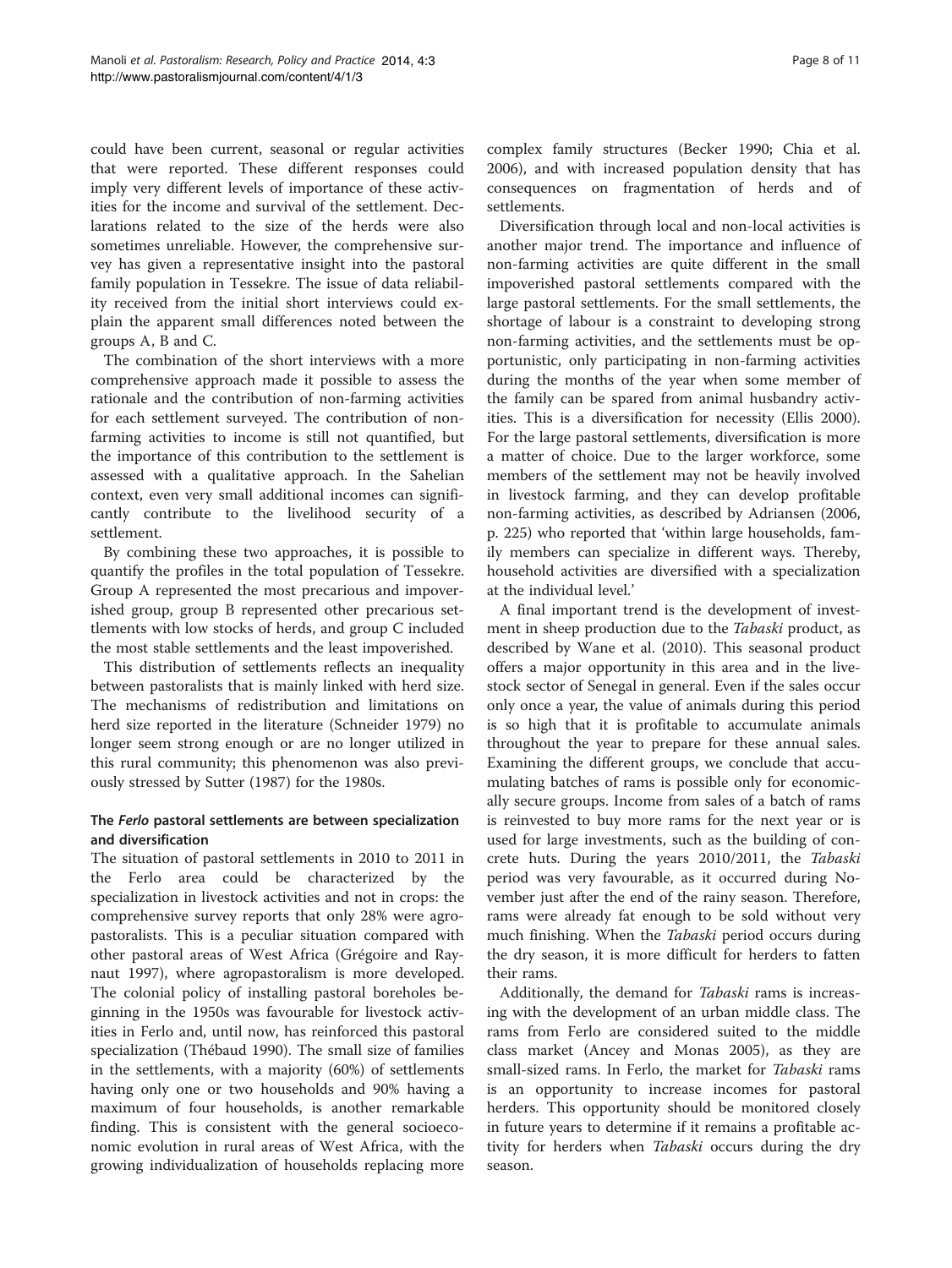could have been current, seasonal or regular activities that were reported. These different responses could imply very different levels of importance of these activities for the income and survival of the settlement. Declarations related to the size of the herds were also sometimes unreliable. However, the comprehensive survey has given a representative insight into the pastoral family population in Tessekre. The issue of data reliability received from the initial short interviews could explain the apparent small differences noted between the groups A, B and C.

The combination of the short interviews with a more comprehensive approach made it possible to assess the rationale and the contribution of non-farming activities for each settlement surveyed. The contribution of non-farming activities to income is still not quantified, but the importance of this contribution to the settlement is assessed with a qualitative approach. In the Sahelian context, even very small additional incomes can significantly contribute to the livelihood security of a settlement.

By combining these two approaches, it is possible to quantify the profiles in the total population of Tessekre. Group A represented the most precarious and impoverished group, group B represented other precarious settlements with low stocks of herds, and group C included the most stable settlements and the least impoverished.

This distribution of settlements reflects an inequality between pastoralists that is mainly linked with herd size. The mechanisms of redistribution and limitations on herd size reported in the literature (Schneider 1979) no longer seem strong enough or are no longer utilized in this rural community; this phenomenon was also previously stressed by Sutter (1987) for the 1980s.

### The *Ferlo* pastoral settlements are between specialization and diversification

The situation of pastoral settlements in 2010 to 2011 in the Ferlo area could be characterized by the specialization in livestock activities and not in crops: the comprehensive survey reports that only 28% were agropastoralists. This is a peculiar situation compared with other pastoral areas of West Africa (Grégoire and Raynaut 1997), where agropastoralism is more developed. The colonial policy of installing pastoral boreholes beginning in the 1950s was favourable for livestock activities in Ferlo and, until now, has reinforced this pastoral specialization (Thébaud 1990). The small size of families in the settlements, with a majority (60%) of settlements having only one or two households and 90% having a maximum of four households, is another remarkable finding. This is consistent with the general socioeconomic evolution in rural areas of West Africa, with the growing individualization of households replacing more complex family structures (Becker 1990; Chia et al. 2006), and with increased population density that has consequences on fragmentation of herds and of settlements.

Diversification through local and non-local activities is another major trend. The importance and influence of non-farming activities are quite different in the small impoverished pastoral settlements compared with the large pastoral settlements. For the small settlements, the shortage of labour is a constraint to developing strong non-farming activities, and the settlements must be opportunistic, only participating in non-farming activities during the months of the year when some member of the family can be spared from animal husbandry activities. This is a diversification for necessity (Ellis 2000). For the large pastoral settlements, diversification is more a matter of choice. Due to the larger workforce, some members of the settlement may not be heavily involved in livestock farming, and they can develop profitable non-farming activities, as described by Adriansen (2006, p. 225) who reported that 'within large households, family members can specialize in different ways. Thereby, household activities are diversified with a specialization at the individual level.'

A final important trend is the development of investment in sheep production due to the *Tabaski* product, as described by Wane et al. (2010). This seasonal product offers a major opportunity in this area and in the livestock sector of Senegal in general. Even if the sales occur only once a year, the value of animals during this period is so high that it is profitable to accumulate animals throughout the year to prepare for these annual sales. Examining the different groups, we conclude that accumulating batches of rams is possible only for economically secure groups. Income from sales of a batch of rams is reinvested to buy more rams for the next year or is used for large investments, such as the building of concrete huts. During the years 2010/2011, the *Tabaski* period was very favourable, as it occurred during November just after the end of the rainy season. Therefore, rams were already fat enough to be sold without very much finishing. When the *Tabaski* period occurs during the dry season, it is more difficult for herders to fatten their rams.

Additionally, the demand for *Tabaski* rams is increasing with the development of an urban middle class. The rams from Ferlo are considered suited to the middle class market (Ancey and Monas 2005), as they are small-sized rams. In Ferlo, the market for *Tabaski* rams is an opportunity to increase incomes for pastoral herders. This opportunity should be monitored closely in future years to determine if it remains a profitable activity for herders when *Tabaski* occurs during the dry season.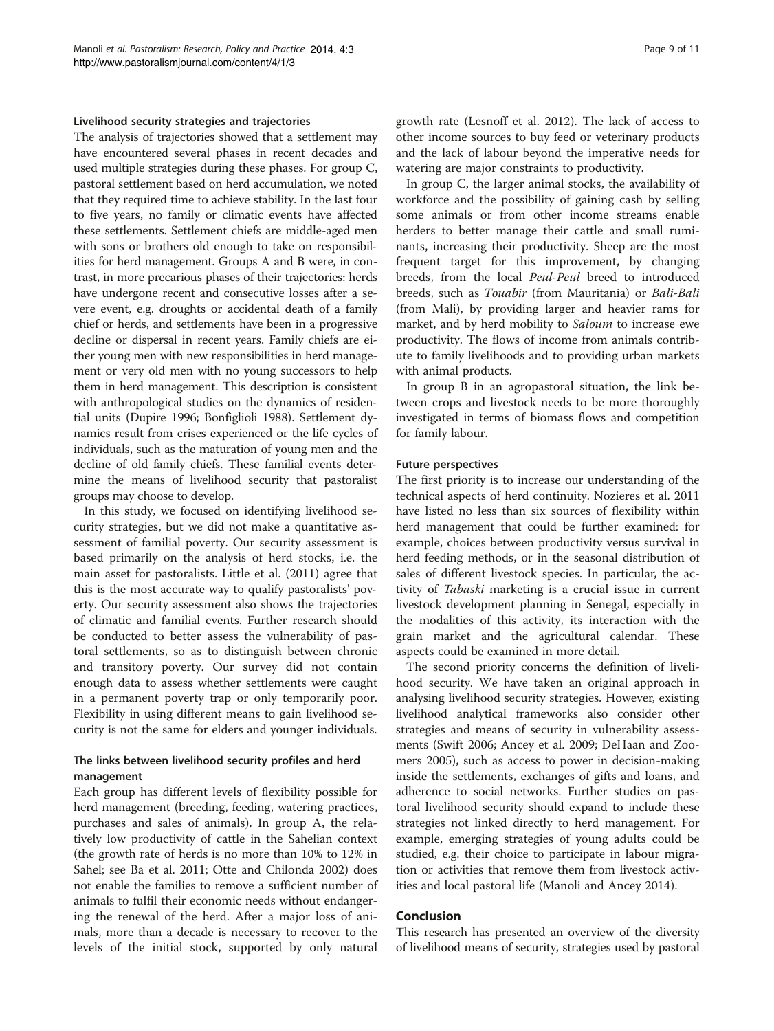### Livelihood security strategies and trajectories

The analysis of trajectories showed that a settlement may have encountered several phases in recent decades and used multiple strategies during these phases. For group C, pastoral settlement based on herd accumulation, we noted that they required time to achieve stability. In the last four to five years, no family or climatic events have affected these settlements. Settlement chiefs are middle-aged men with sons or brothers old enough to take on responsibilities for herd management. Groups A and B were, in contrast, in more precarious phases of their trajectories: herds have undergone recent and consecutive losses after a severe event, e.g. droughts or accidental death of a family chief or herds, and settlements have been in a progressive decline or dispersal in recent years. Family chiefs are either young men with new responsibilities in herd management or very old men with no young successors to help them in herd management. This description is consistent with anthropological studies on the dynamics of residential units (Dupire 1996; Bonfiglioli 1988). Settlement dynamics result from crises experienced or the life cycles of individuals, such as the maturation of young men and the decline of old family chiefs. These familial events determine the means of livelihood security that pastoralist groups may choose to develop.

In this study, we focused on identifying livelihood security strategies, but we did not make a quantitative assessment of familial poverty. Our security assessment is based primarily on the analysis of herd stocks, i.e. the main asset for pastoralists. Little et al. (2011) agree that this is the most accurate way to qualify pastoralists' poverty. Our security assessment also shows the trajectories of climatic and familial events. Further research should be conducted to better assess the vulnerability of pastoral settlements, so as to distinguish between chronic and transitory poverty. Our survey did not contain enough data to assess whether settlements were caught in a permanent poverty trap or only temporarily poor. Flexibility in using different means to gain livelihood security is not the same for elders and younger individuals.

### The links between livelihood security profiles and herd management

Each group has different levels of flexibility possible for herd management (breeding, feeding, watering practices, purchases and sales of animals). In group A, the relatively low productivity of cattle in the Sahelian context (the growth rate of herds is no more than 10% to 12% in Sahel; see Ba et al. 2011; Otte and Chilonda 2002) does not enable the families to remove a sufficient number of animals to fulfil their economic needs without endangering the renewal of the herd. After a major loss of animals, more than a decade is necessary to recover to the levels of the initial stock, supported by only natural growth rate (Lesnoff et al. 2012). The lack of access to other income sources to buy feed or veterinary products and the lack of labour beyond the imperative needs for watering are major constraints to productivity.

In group C, the larger animal stocks, the availability of workforce and the possibility of gaining cash by selling some animals or from other income streams enable herders to better manage their cattle and small ruminants, increasing their productivity. Sheep are the most frequent target for this improvement, by changing breeds, from the local *Peul-Peul* breed to introduced breeds, such as *Touabir* (from Mauritania) or *Bali-Bali* (from Mali), by providing larger and heavier rams for market, and by herd mobility to *Saloum* to increase ewe productivity. The flows of income from animals contribute to family livelihoods and to providing urban markets with animal products.

In group B in an agropastoral situation, the link between crops and livestock needs to be more thoroughly investigated in terms of biomass flows and competition for family labour.

### Future perspectives

The first priority is to increase our understanding of the technical aspects of herd continuity. Nozieres et al. 2011 have listed no less than six sources of flexibility within herd management that could be further examined: for example, choices between productivity versus survival in herd feeding methods, or in the seasonal distribution of sales of different livestock species. In particular, the activity of *Tabaski* marketing is a crucial issue in current livestock development planning in Senegal, especially in the modalities of this activity, its interaction with the grain market and the agricultural calendar. These aspects could be examined in more detail.

The second priority concerns the definition of livelihood security. We have taken an original approach in analysing livelihood security strategies. However, existing livelihood analytical frameworks also consider other strategies and means of security in vulnerability assessments (Swift 2006; Ancey et al. 2009; DeHaan and Zoomers 2005), such as access to power in decision-making inside the settlements, exchanges of gifts and loans, and adherence to social networks. Further studies on pastoral livelihood security should expand to include these strategies not linked directly to herd management. For example, emerging strategies of young adults could be studied, e.g. their choice to participate in labour migration or activities that remove them from livestock activities and local pastoral life (Manoli and Ancey 2014).

## Conclusion

This research has presented an overview of the diversity of livelihood means of security, strategies used by pastoral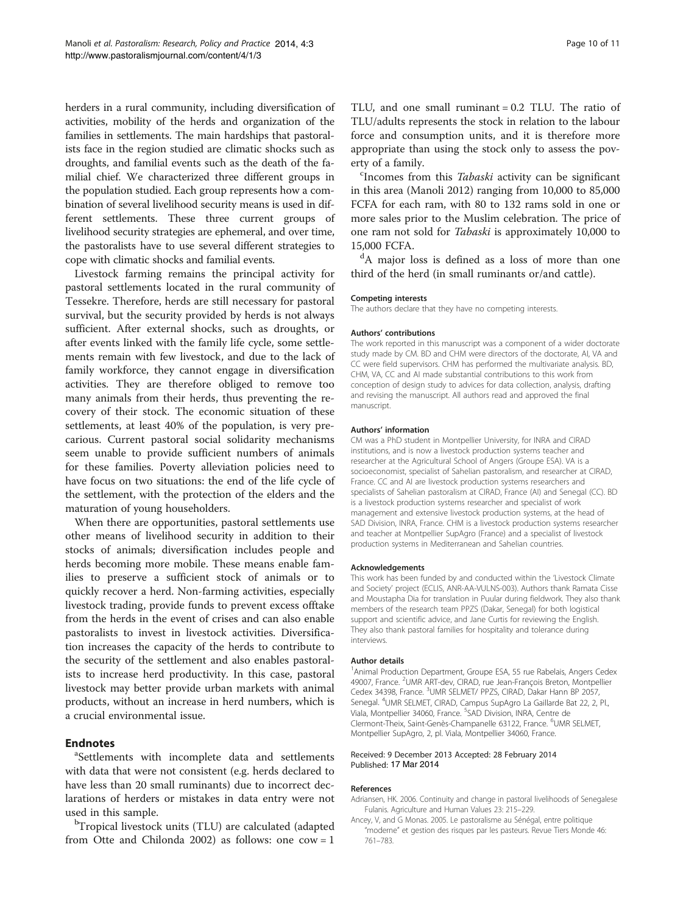herders in a rural community, including diversification of activities, mobility of the herds and organization of the families in settlements. The main hardships that pastoralists face in the region studied are climatic shocks such as droughts, and familial events such as the death of the familial chief. We characterized three different groups in the population studied. Each group represents how a combination of several livelihood security means is used in different settlements. These three current groups of livelihood security strategies are ephemeral, and over time, the pastoralists have to use several different strategies to cope with climatic shocks and familial events.

Livestock farming remains the principal activity for pastoral settlements located in the rural community of Tessekre. Therefore, herds are still necessary for pastoral survival, but the security provided by herds is not always sufficient. After external shocks, such as droughts, or after events linked with the family life cycle, some settlements remain with few livestock, and due to the lack of family workforce, they cannot engage in diversification activities. They are therefore obliged to remove too many animals from their herds, thus preventing the recovery of their stock. The economic situation of these settlements, at least 40% of the population, is very precarious. Current pastoral social solidarity mechanisms seem unable to provide sufficient numbers of animals for these families. Poverty alleviation policies need to have focus on two situations: the end of the life cycle of the settlement, with the protection of the elders and the maturation of young householders.

When there are opportunities, pastoral settlements use other means of livelihood security in addition to their stocks of animals; diversification includes people and herds becoming more mobile. These means enable families to preserve a sufficient stock of animals or to quickly recover a herd. Non-farming activities, especially livestock trading, provide funds to prevent excess offtake from the herds in the event of crises and can also enable pastoralists to invest in livestock activities. Diversification increases the capacity of the herds to contribute to the security of the settlement and also enables pastoralists to increase herd productivity. In this case, pastoral livestock may better provide urban markets with animal products, without an increase in herd numbers, which is a crucial environmental issue.

## Endnotes

[a]Settlements with incomplete data and settlements with data that were not consistent (e.g. herds declared to have less than 20 small ruminants) due to incorrect declarations of herders or mistakes in data entry were not used in this sample.

[b]Tropical livestock units (TLU) are calculated (adapted from Otte and Chilonda 2002) as follows: one cow = 1 TLU, and one small ruminant = 0.2 TLU. The ratio of TLU/adults represents the stock in relation to the labour force and consumption units, and it is therefore more appropriate than using the stock only to assess the poverty of a family.

[c]Incomes from this *Tabaski* activity can be significant in this area (Manoli 2012) ranging from 10,000 to 85,000 FCFA for each ram, with 80 to 132 rams sold in one or more sales prior to the Muslim celebration. The price of one ram not sold for *Tabaski* is approximately 10,000 to 15,000 FCFA.

[d]A major loss is defined as a loss of more than one third of the herd (in small ruminants or/and cattle).

#### Competing interests

The authors declare that they have no competing interests.

#### Authors' contributions

The work reported in this manuscript was a component of a wider doctorate study made by CM. BD and CHM were directors of the doctorate, AI, VA and CC were field supervisors. CHM has performed the multivariate analysis. BD, CHM, VA, CC and AI made substantial contributions to this work from conception of design study to advices for data collection, analysis, drafting and revising the manuscript. All authors read and approved the final manuscript.

#### Authors' information

CM was a PhD student in Montpellier University, for INRA and CIRAD institutions, and is now a livestock production systems teacher and researcher at the Agricultural School of Angers (Groupe ESA). VA is a socioeconomist, specialist of Sahelian pastoralism, and researcher at CIRAD, France. CC and AI are livestock production systems researchers and specialists of Sahelian pastoralism at CIRAD, France (AI) and Senegal (CC). BD is a livestock production systems researcher and specialist of work management and extensive livestock production systems, at the head of SAD Division, INRA, France. CHM is a livestock production systems researcher and teacher at Montpellier SupAgro (France) and a specialist of livestock production systems in Mediterranean and Sahelian countries.

#### Acknowledgements

This work has been funded by and conducted within the 'Livestock Climate and Society' project (ECLIS, ANR-AA-VULNS-003). Authors thank Ramata Cisse and Moustapha Dia for translation in Puular during fieldwork. They also thank members of the research team PPZS (Dakar, Senegal) for both logistical support and scientific advice, and Jane Curtis for reviewing the English. They also thank pastoral families for hospitality and tolerance during interviews.

#### Author details

[1]Animal Production Department, Groupe ESA, 55 rue Rabelais, Angers Cedex 49007, France. [2]UMR ART-dev, CIRAD, rue Jean-François Breton, Montpellier Cedex 34398, France. [3]UMR SELMET/ PPZS, CIRAD, Dakar Hann BP 2057, Senegal. [4]UMR SELMET, CIRAD, Campus SupAgro La Gaillarde Bat 22, 2, Pl., Viala, Montpellier 34060, France. [5]SAD Division, INRA, Centre de Clermont-Theix, Saint-Genès-Champanelle 63122, France. [6]UMR SELMET, Montpellier SupAgro, 2, pl. Viala, Montpellier 34060, France.

Received: 9 December 2013 Accepted: 28 February 2014
Published: 17 Mar 2014

#### References

Adriansen, HK. 2006. Continuity and change in pastoral livelihoods of Senegalese Fulanis. Agriculture and Human Values 23: 215–229.

Ancey, V, and G Monas. 2005. Le pastoralisme au Sénégal, entre politique "moderne" et gestion des risques par les pasteurs. Revue Tiers Monde 46: 761–783.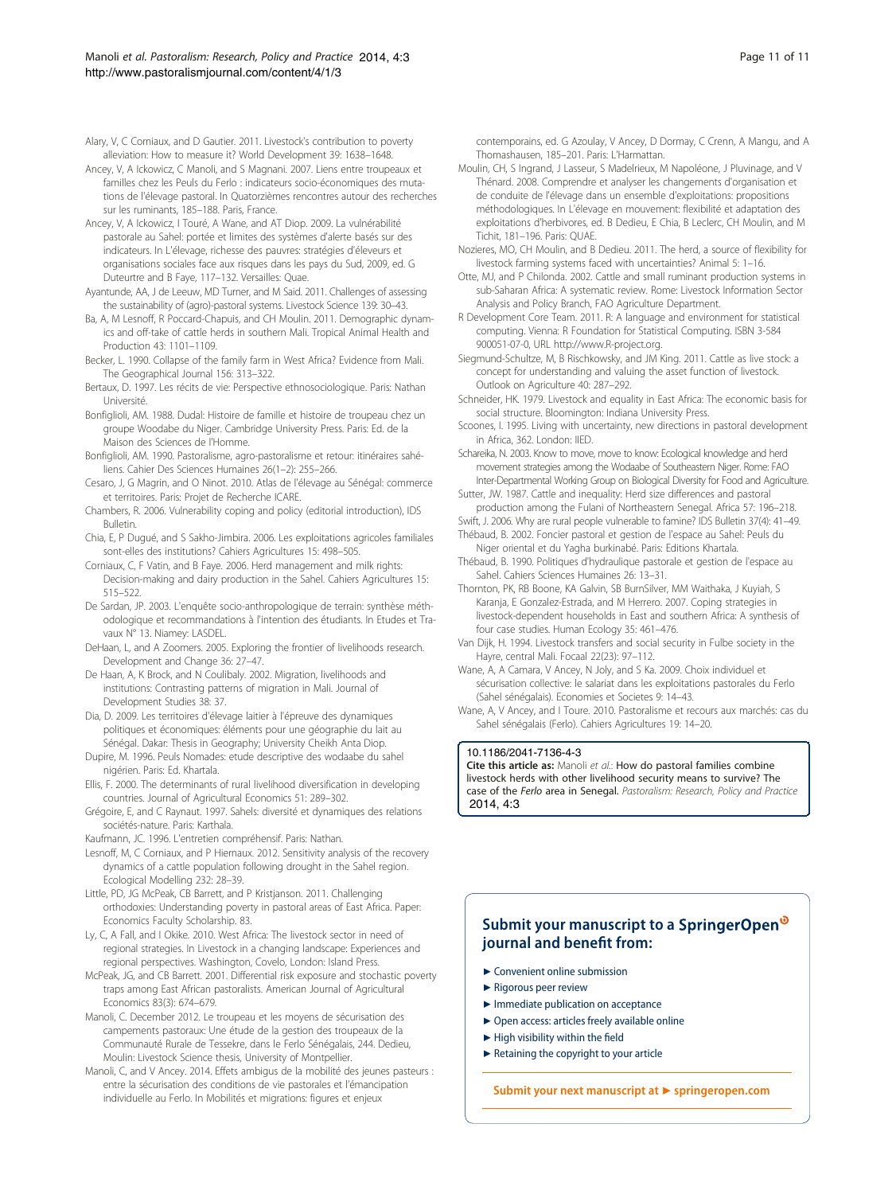Alary, V, C Corniaux, and D Gautier. 2011. Livestock's contribution to poverty alleviation: How to measure it? World Development 39: 1638–1648.

Ancey, V, A Ickowicz, C Manoli, and S Magnani. 2007. Liens entre troupeaux et familles chez les Peuls du Ferlo : indicateurs socio-économiques des mutations de l'élevage pastoral. In Quatorzièmes rencontres autour des recherches sur les ruminants, 185–188. Paris, France.

Ancey, V, A Ickowicz, I Touré, A Wane, and AT Diop. 2009. La vulnérabilité pastorale au Sahel: portée et limites des systèmes d'alerte basés sur des indicateurs. In L'élevage, richesse des pauvres: stratégies d'éleveurs et organisations sociales face aux risques dans les pays du Sud, 2009, ed. G Duteurtre and B Faye, 117–132. Versailles: Quae.

Ayantunde, AA, J de Leeuw, MD Turner, and M Said. 2011. Challenges of assessing the sustainability of (agro)-pastoral systems. Livestock Science 139: 30–43.

Ba, A, M Lesnoff, R Poccard-Chapuis, and CH Moulin. 2011. Demographic dynamics and off-take of cattle herds in southern Mali. Tropical Animal Health and Production 43: 1101–1109.

Becker, L. 1990. Collapse of the family farm in West Africa? Evidence from Mali. The Geographical Journal 156: 313–322.

Bertaux, D. 1997. Les récits de vie: Perspective ethnosociologique. Paris: Nathan Université.

Bonfiglioli, AM. 1988. Dudal: Histoire de famille et histoire de troupeau chez un groupe Woodabe du Niger. Cambridge University Press. Paris: Ed. de la Maison des Sciences de l'Homme.

Bonfiglioli, AM. 1990. Pastoralisme, agro-pastoralisme et retour: itinéraires sahéliens. Cahier Des Sciences Humaines 26(1–2): 255–266.

Cesaro, J, G Magrin, and O Ninot. 2010. Atlas de l'élevage au Sénégal: commerce et territoires. Paris: Projet de Recherche ICARE.

Chambers, R. 2006. Vulnerability coping and policy (editorial introduction), IDS Bulletin.

Chia, E, P Dugué, and S Sakho-Jimbira. 2006. Les exploitations agricoles familiales sont-elles des institutions? Cahiers Agricultures 15: 498–505.

Corniaux, C, F Vatin, and B Faye. 2006. Herd management and milk rights: Decision-making and dairy production in the Sahel. Cahiers Agricultures 15: 515–522.

De Sardan, JP. 2003. L'enquête socio-anthropologique de terrain: synthèse méthodologique et recommandations à l'intention des étudiants. In Etudes et Travaux N° 13. Niamey: LASDEL.

DeHaan, L, and A Zoomers. 2005. Exploring the frontier of livelihoods research. Development and Change 36: 27–47.

De Haan, A, K Brock, and N Coulibaly. 2002. Migration, livelihoods and institutions: Contrasting patterns of migration in Mali. Journal of Development Studies 38: 37.

Dia, D. 2009. Les territoires d'élevage laitier à l'épreuve des dynamiques politiques et économiques: éléments pour une géographie du lait au Sénégal. Dakar: Thesis in Geography; University Cheikh Anta Diop.

Dupire, M. 1996. Peuls Nomades: etude descriptive des wodaabe du sahel nigérien. Paris: Ed. Khartala.

Ellis, F. 2000. The determinants of rural livelihood diversification in developing countries. Journal of Agricultural Economics 51: 289–302.

Grégoire, E, and C Raynaut. 1997. Sahels: diversité et dynamiques des relations sociétés-nature. Paris: Karthala.

Kaufmann, JC. 1996. L'entretien compréhensif. Paris: Nathan.

Lesnoff, M, C Corniaux, and P Hiernaux. 2012. Sensitivity analysis of the recovery dynamics of a cattle population following drought in the Sahel region. Ecological Modelling 232: 28–39.

Little, PD, JG McPeak, CB Barrett, and P Kristjanson. 2011. Challenging orthodoxies: Understanding poverty in pastoral areas of East Africa. Paper: Economics Faculty Scholarship. 83.

Ly, C, A Fall, and I Okike. 2010. West Africa: The livestock sector in need of regional strategies. In Livestock in a changing landscape: Experiences and regional perspectives. Washington, Covelo, London: Island Press.

McPeak, JG, and CB Barrett. 2001. Differential risk exposure and stochastic poverty traps among East African pastoralists. American Journal of Agricultural Economics 83(3): 674–679.

Manoli, C. December 2012. Le troupeau et les moyens de sécurisation des campements pastoraux: Une étude de la gestion des troupeaux de la Communauté Rurale de Tessekre, dans le Ferlo Sénégalais, 244. Dedieu, Moulin: Livestock Science thesis, University of Montpellier.

Manoli, C, and V Ancey. 2014. Effets ambigus de la mobilité des jeunes pasteurs : entre la sécurisation des conditions de vie pastorales et l'émancipation individuelle au Ferlo. In Mobilités et migrations: figures et enjeux contemporains, ed. G Azoulay, V Ancey, D Dormay, C Crenn, A Mangu, and A Thomashausen, 185–201. Paris: L'Harmattan.

Moulin, CH, S Ingrand, J Lasseur, S Madelrieux, M Napoléone, J Pluvinage, and V Thénard. 2008. Comprendre et analyser les changements d'organisation et de conduite de l'élevage dans un ensemble d'exploitations: propositions méthodologiques. In L'élevage en mouvement: flexibilité et adaptation des exploitations d'herbivores, ed. B Dedieu, E Chia, B Leclerc, CH Moulin, and M Tichit, 181–196. Paris: QUAE.

Nozieres, MO, CH Moulin, and B Dedieu. 2011. The herd, a source of flexibility for livestock farming systems faced with uncertainties? Animal 5: 1–16.

Otte, MJ, and P Chilonda. 2002. Cattle and small ruminant production systems in sub-Saharan Africa: A systematic review. Rome: Livestock Information Sector Analysis and Policy Branch, FAO Agriculture Department.

R Development Core Team. 2011. R: A language and environment for statistical computing. Vienna: R Foundation for Statistical Computing. ISBN 3-584 900051-07-0, URL http://www.R-project.org.

Siegmund-Schultze, M, B Rischkowsky, and JM King. 2011. Cattle as live stock: a concept for understanding and valuing the asset function of livestock. Outlook on Agriculture 40: 287–292.

Schneider, HK. 1979. Livestock and equality in East Africa: The economic basis for social structure. Bloomington: Indiana University Press.

Scoones, I. 1995. Living with uncertainty, new directions in pastoral development in Africa, 362. London: IIED.

Schareika, N. 2003. Know to move, move to know: Ecological knowledge and herd movement strategies among the Wodaabe of Southeastern Niger. Rome: FAO Inter-Departmental Working Group on Biological Diversity for Food and Agriculture.

Sutter, JW. 1987. Cattle and inequality: Herd size differences and pastoral production among the Fulani of Northeastern Senegal. Africa 57: 196–218.

Swift, J. 2006. Why are rural people vulnerable to famine? IDS Bulletin 37(4): 41–49.

Thébaud, B. 2002. Foncier pastoral et gestion de l'espace au Sahel: Peuls du Niger oriental et du Yagha burkinabé. Paris: Editions Khartala.

Thébaud, B. 1990. Politiques d'hydraulique pastorale et gestion de l'espace au Sahel. Cahiers Sciences Humaines 26: 13–31.

Thornton, PK, RB Boone, KA Galvin, SB BurnSilver, MM Waithaka, J Kuyiah, S Karanja, E Gonzalez-Estrada, and M Herrero. 2007. Coping strategies in livestock-dependent households in East and southern Africa: A synthesis of four case studies. Human Ecology 35: 461–476.

Van Dijk, H. 1994. Livestock transfers and social security in Fulbe society in the Hayre, central Mali. Focaal 22(23): 97–112.

Wane, A, A Camara, V Ancey, N Joly, and S Ka. 2009. Choix individuel et sécurisation collective: le salariat dans les exploitations pastorales du Ferlo (Sahel sénégalais). Economies et Societes 9: 14–43.

Wane, A, V Ancey, and I Toure. 2010. Pastoralisme et recours aux marchés: cas du Sahel sénégalais (Ferlo). Cahiers Agricultures 19: 14–20.

10.1186/2041-7136-4-3

**Cite this article as:** Manoli *et al.*: How do pastoral families combine livestock herds with other livelihood security means to survive? The case of the *Ferlo* area in Senegal. *Pastoralism: Research, Policy and Practice* 2014, 4:3

## Submit your manuscript to a SpringerOpen journal and benefit from:

- ► Convenient online submission
- ► Rigorous peer review
- ► Immediate publication on acceptance
- ► Open access: articles freely available online
- ► High visibility within the field
- ► Retaining the copyright to your article

**Submit your next manuscript at ► springeropen.com**